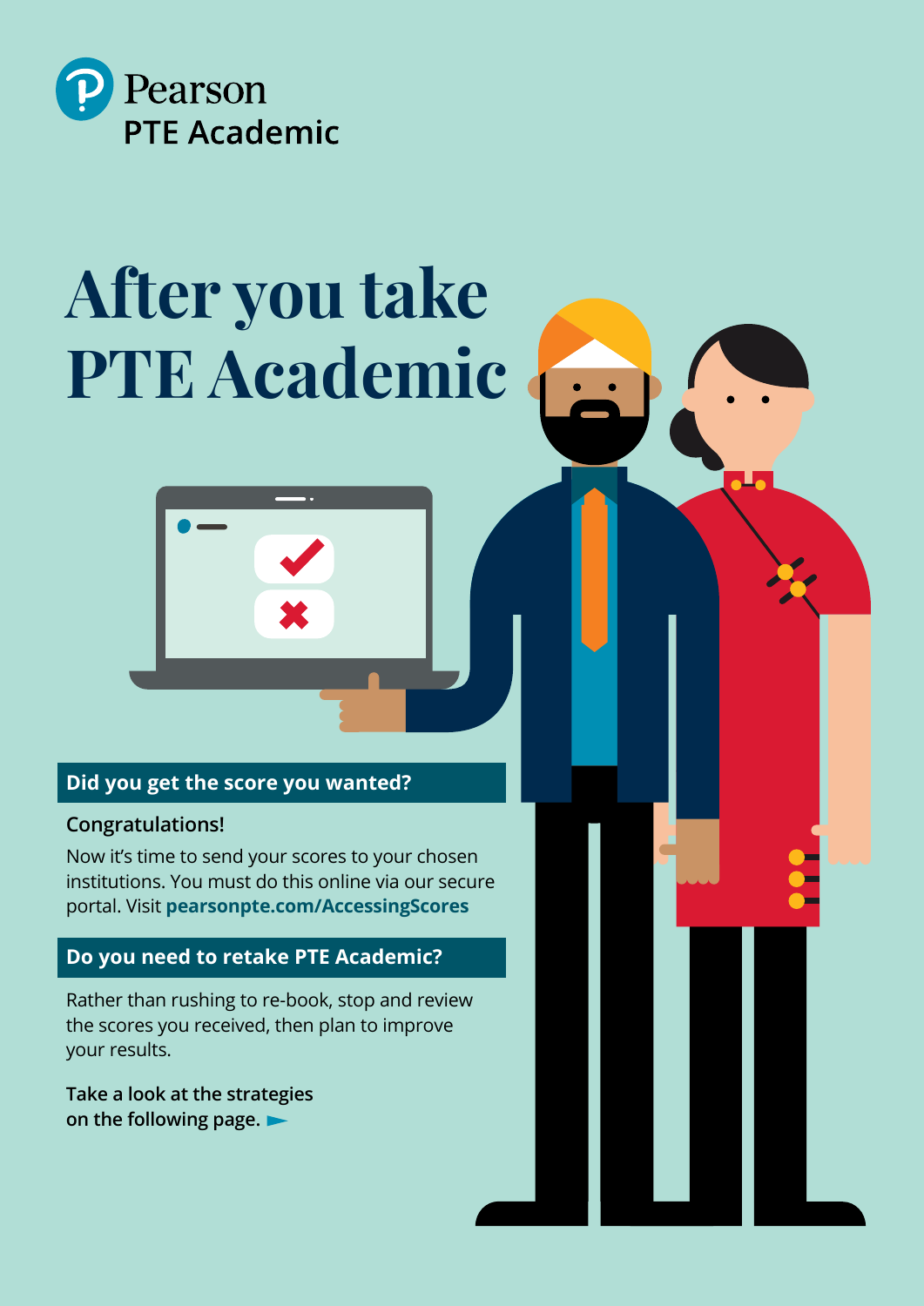Pearson
PTE Academic

# After you take PTE Academic

## Did you get the score you wanted?

**Congratulations!**

Now it's time to send your scores to your chosen institutions. You must do this online via our secure portal. Visit **pearsonpte.com/AccessingScores**

## Do you need to retake PTE Academic?

Rather than rushing to re-book, stop and review the scores you received, then plan to improve your results.

Take a look at the strategies on the following page.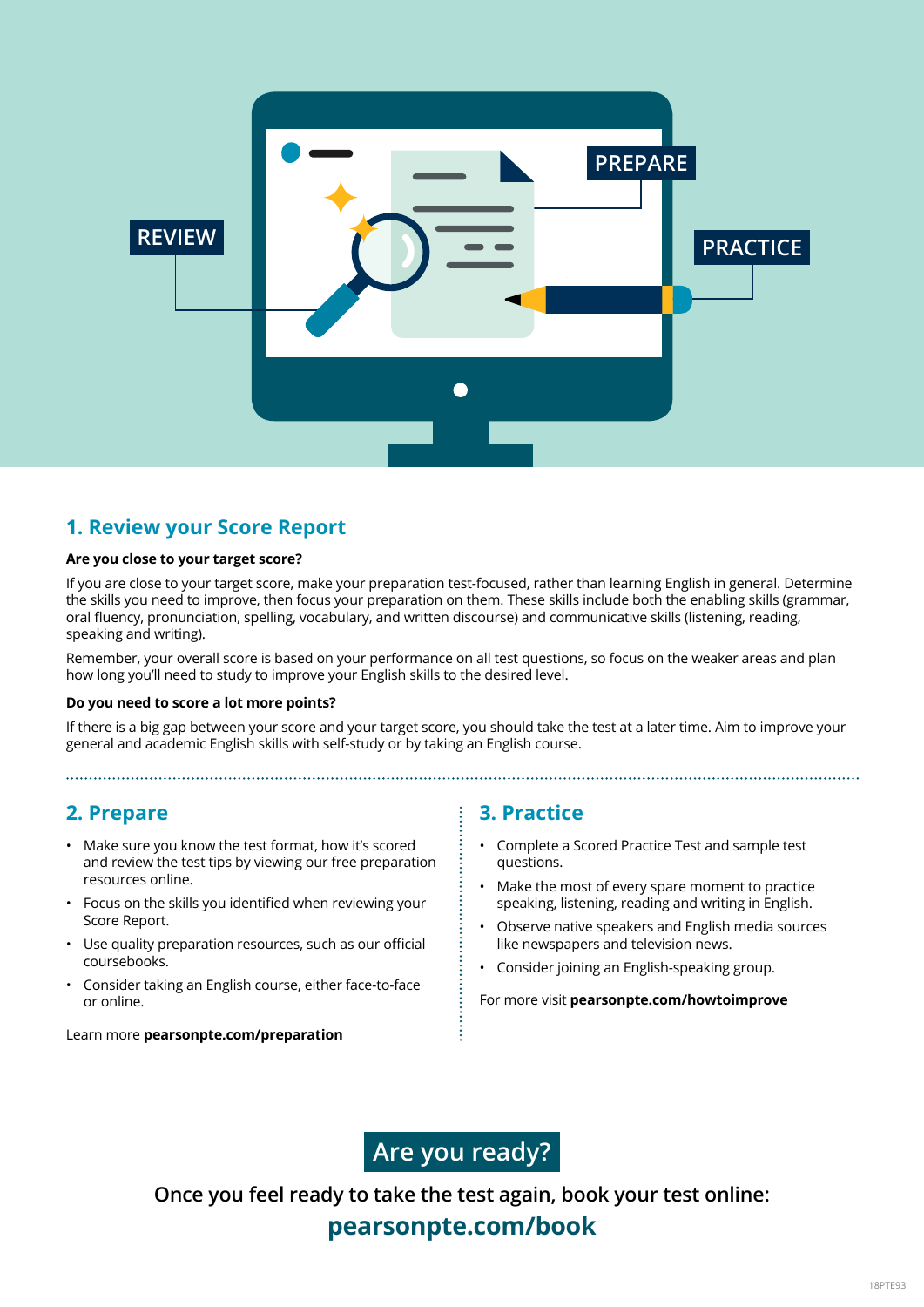REVIEW

PREPARE

PRACTICE

## 1. Review your Score Report

**Are you close to your target score?**

If you are close to your target score, make your preparation test-focused, rather than learning English in general. Determine the skills you need to improve, then focus your preparation on them. These skills include both the enabling skills (grammar, oral fluency, pronunciation, spelling, vocabulary, and written discourse) and communicative skills (listening, reading, speaking and writing).

Remember, your overall score is based on your performance on all test questions, so focus on the weaker areas and plan how long you'll need to study to improve your English skills to the desired level.

**Do you need to score a lot more points?**

If there is a big gap between your score and your target score, you should take the test at a later time. Aim to improve your general and academic English skills with self-study or by taking an English course.

## 2. Prepare

- Make sure you know the test format, how it's scored and review the test tips by viewing our free preparation resources online.
- Focus on the skills you identified when reviewing your Score Report.
- Use quality preparation resources, such as our official coursebooks.
- Consider taking an English course, either face-to-face or online.

Learn more **pearsonpte.com/preparation**

## 3. Practice

- Complete a Scored Practice Test and sample test questions.
- Make the most of every spare moment to practice speaking, listening, reading and writing in English.
- Observe native speakers and English media sources like newspapers and television news.
- Consider joining an English-speaking group.

For more visit **pearsonpte.com/howtoimprove**

## Are you ready?

Once you feel ready to take the test again, book your test online:

**pearsonpte.com/book**

18PTE93